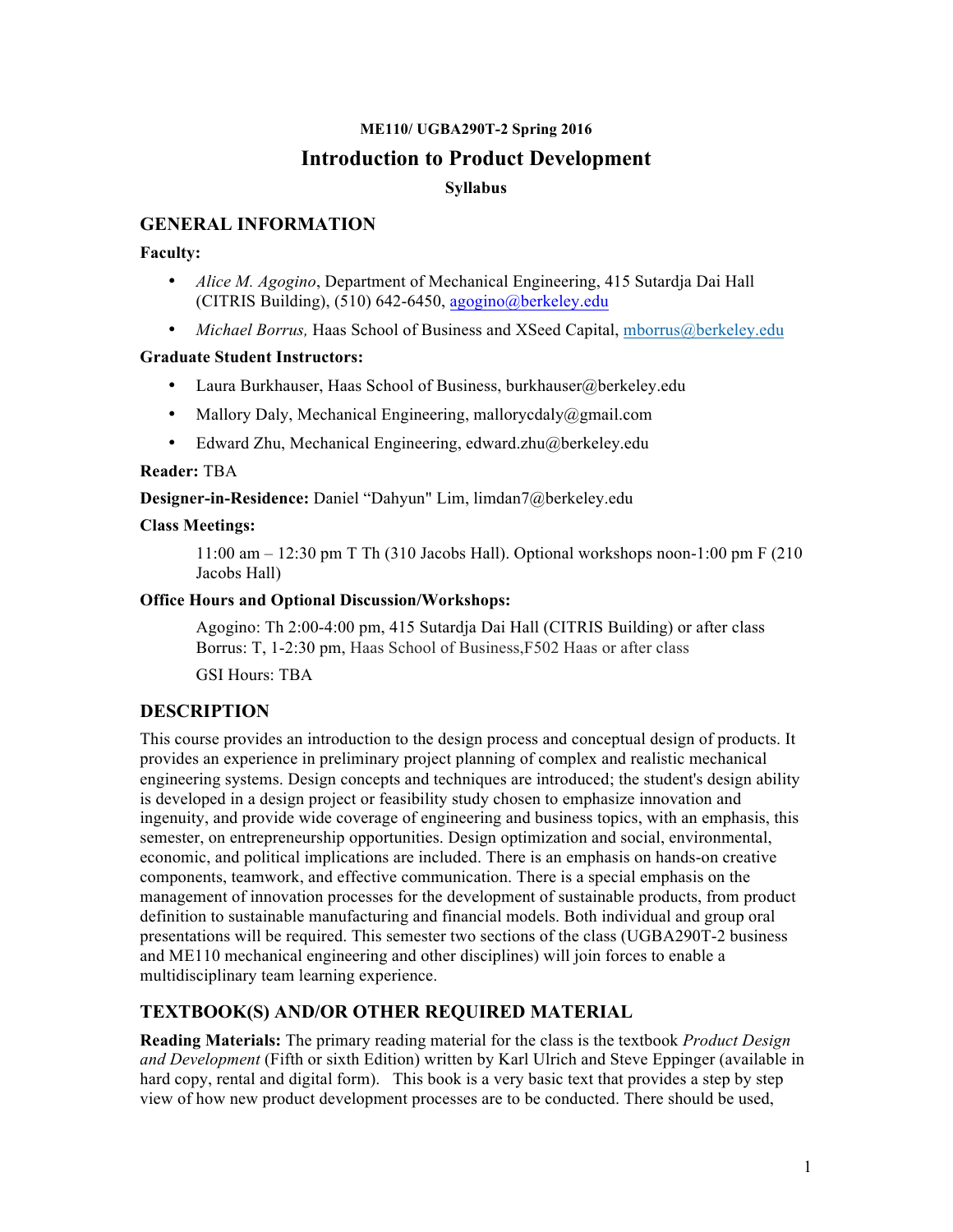**ME110/ UGBA290T-2 Spring 2016**

# Introduction to Product Development

**Syllabus**

## GENERAL INFORMATION

**Faculty:**

- *Alice M. Agogino*, Department of Mechanical Engineering, 415 Sutardja Dai Hall (CITRIS Building), (510) 642-6450, agogino@berkeley.edu
- *Michael Borrus,* Haas School of Business and XSeed Capital, mborrus@berkeley.edu

**Graduate Student Instructors:**

- Laura Burkhauser, Haas School of Business, burkhauser@berkeley.edu
- Mallory Daly, Mechanical Engineering, mallorycdaly@gmail.com
- Edward Zhu, Mechanical Engineering, edward.zhu@berkeley.edu

**Reader:** TBA

**Designer-in-Residence:** Daniel "Dahyun" Lim, limdan7@berkeley.edu

**Class Meetings:**

11:00 am – 12:30 pm T Th (310 Jacobs Hall). Optional workshops noon-1:00 pm F (210 Jacobs Hall)

**Office Hours and Optional Discussion/Workshops:**

Agogino: Th 2:00-4:00 pm, 415 Sutardja Dai Hall (CITRIS Building) or after class
Borrus: T, 1-2:30 pm, Haas School of Business,F502 Haas or after class

GSI Hours: TBA

## DESCRIPTION

This course provides an introduction to the design process and conceptual design of products. It provides an experience in preliminary project planning of complex and realistic mechanical engineering systems. Design concepts and techniques are introduced; the student's design ability is developed in a design project or feasibility study chosen to emphasize innovation and ingenuity, and provide wide coverage of engineering and business topics, with an emphasis, this semester, on entrepreneurship opportunities. Design optimization and social, environmental, economic, and political implications are included. There is an emphasis on hands-on creative components, teamwork, and effective communication. There is a special emphasis on the management of innovation processes for the development of sustainable products, from product definition to sustainable manufacturing and financial models. Both individual and group oral presentations will be required. This semester two sections of the class (UGBA290T-2 business and ME110 mechanical engineering and other disciplines) will join forces to enable a multidisciplinary team learning experience.

## TEXTBOOK(S) AND/OR OTHER REQUIRED MATERIAL

**Reading Materials:** The primary reading material for the class is the textbook *Product Design and Development* (Fifth or sixth Edition) written by Karl Ulrich and Steve Eppinger (available in hard copy, rental and digital form). This book is a very basic text that provides a step by step view of how new product development processes are to be conducted. There should be used,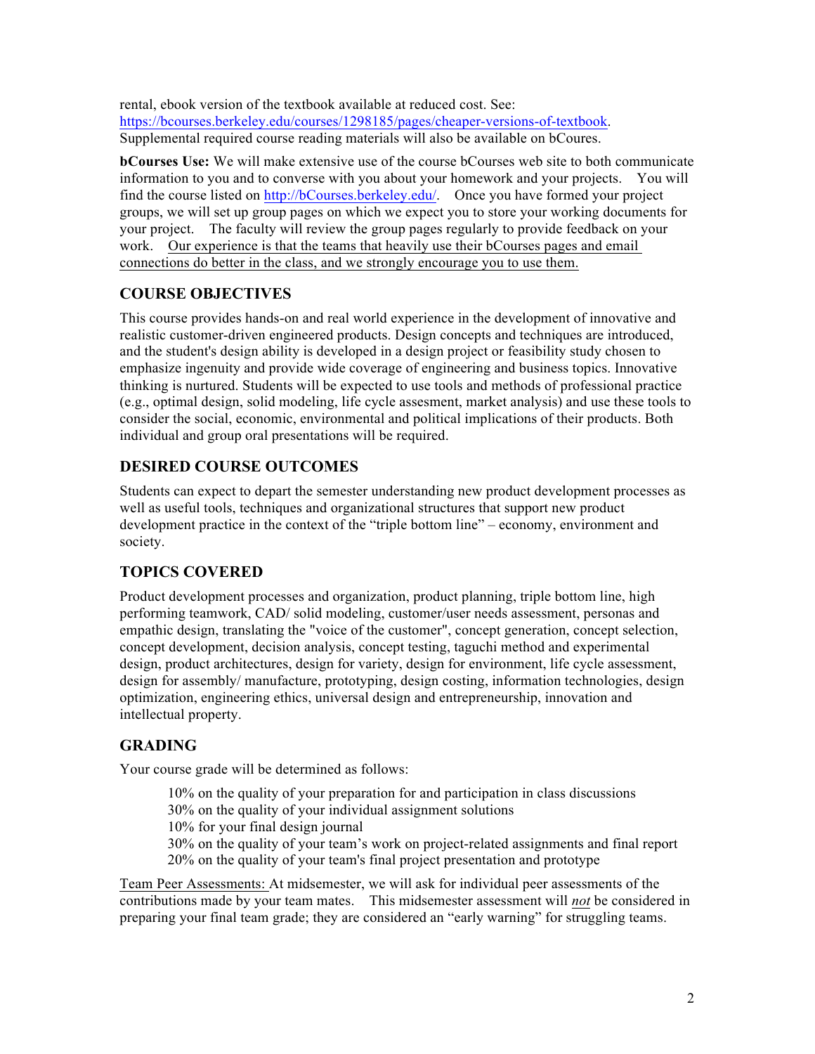rental, ebook version of the textbook available at reduced cost. See: [https://bcourses.berkeley.edu/courses/1298185/pages/cheaper-versions-of-textbook](https://bcourses.berkeley.edu/courses/1298185/pages/cheaper-versions-of-textbook). Supplemental required course reading materials will also be available on bCoures.

**bCourses Use:** We will make extensive use of the course bCourses web site to both communicate information to you and to converse with you about your homework and your projects. You will find the course listed on [http://bCourses.berkeley.edu/](http://bCourses.berkeley.edu/). Once you have formed your project groups, we will set up group pages on which we expect you to store your working documents for your project. The faculty will review the group pages regularly to provide feedback on your work. <u>Our experience is that the teams that heavily use their bCourses pages and email connections do better in the class, and we strongly encourage you to use them.</u>

## COURSE OBJECTIVES

This course provides hands-on and real world experience in the development of innovative and realistic customer-driven engineered products. Design concepts and techniques are introduced, and the student's design ability is developed in a design project or feasibility study chosen to emphasize ingenuity and provide wide coverage of engineering and business topics. Innovative thinking is nurtured. Students will be expected to use tools and methods of professional practice (e.g., optimal design, solid modeling, life cycle assesment, market analysis) and use these tools to consider the social, economic, environmental and political implications of their products. Both individual and group oral presentations will be required.

## DESIRED COURSE OUTCOMES

Students can expect to depart the semester understanding new product development processes as well as useful tools, techniques and organizational structures that support new product development practice in the context of the "triple bottom line" – economy, environment and society.

## TOPICS COVERED

Product development processes and organization, product planning, triple bottom line, high performing teamwork, CAD/ solid modeling, customer/user needs assessment, personas and empathic design, translating the "voice of the customer", concept generation, concept selection, concept development, decision analysis, concept testing, taguchi method and experimental design, product architectures, design for variety, design for environment, life cycle assessment, design for assembly/ manufacture, prototyping, design costing, information technologies, design optimization, engineering ethics, universal design and entrepreneurship, innovation and intellectual property.

## GRADING

Your course grade will be determined as follows:

- 10% on the quality of your preparation for and participation in class discussions
- 30% on the quality of your individual assignment solutions
- 10% for your final design journal
- 30% on the quality of your team's work on project-related assignments and final report
- 20% on the quality of your team's final project presentation and prototype

<u>Team Peer Assessments:</u> At midsemester, we will ask for individual peer assessments of the contributions made by your team mates. This midsemester assessment will ***not*** be considered in preparing your final team grade; they are considered an "early warning" for struggling teams.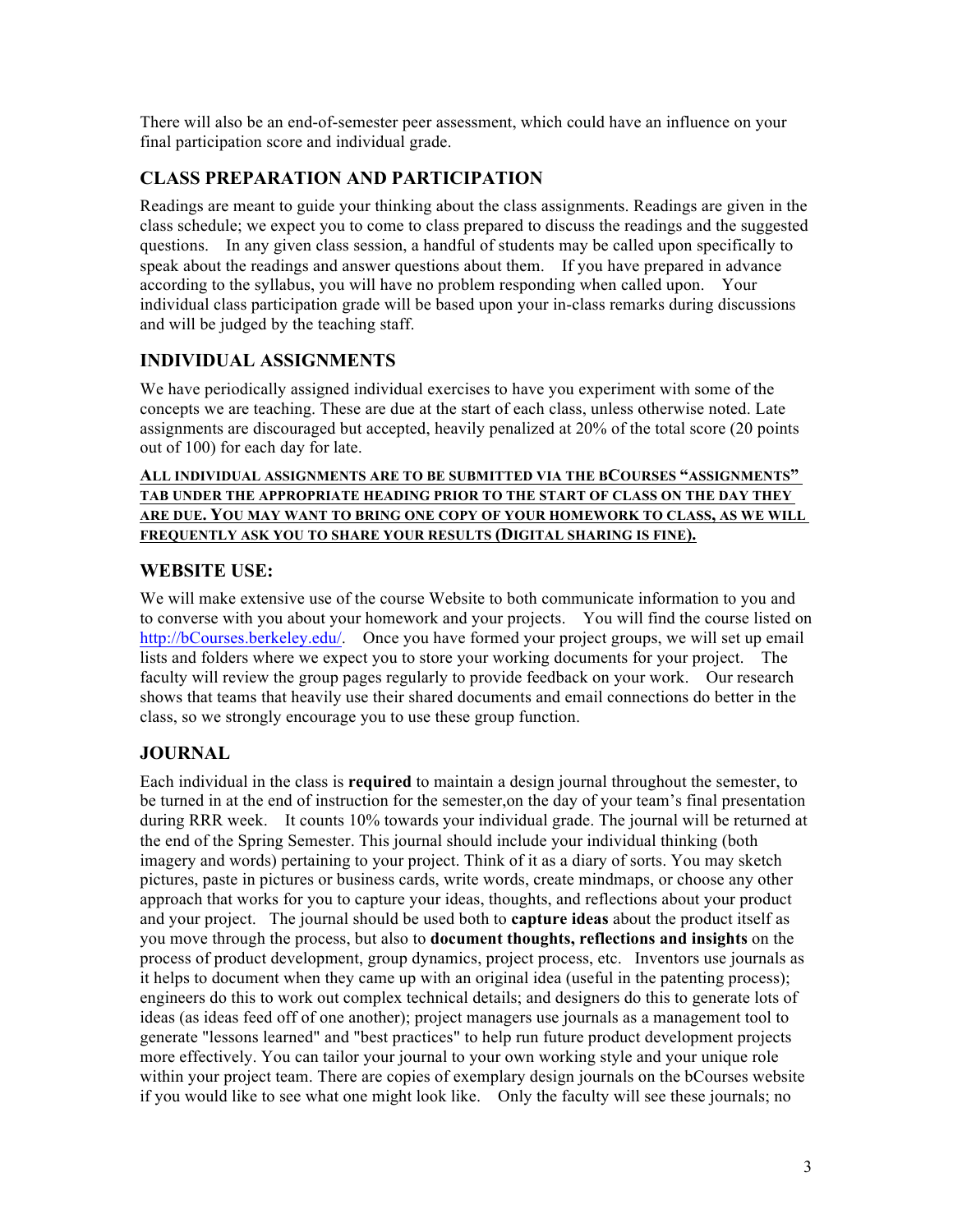There will also be an end-of-semester peer assessment, which could have an influence on your final participation score and individual grade.

## CLASS PREPARATION AND PARTICIPATION

Readings are meant to guide your thinking about the class assignments. Readings are given in the class schedule; we expect you to come to class prepared to discuss the readings and the suggested questions. In any given class session, a handful of students may be called upon specifically to speak about the readings and answer questions about them. If you have prepared in advance according to the syllabus, you will have no problem responding when called upon. Your individual class participation grade will be based upon your in-class remarks during discussions and will be judged by the teaching staff.

## INDIVIDUAL ASSIGNMENTS

We have periodically assigned individual exercises to have you experiment with some of the concepts we are teaching. These are due at the start of each class, unless otherwise noted. Late assignments are discouraged but accepted, heavily penalized at 20% of the total score (20 points out of 100) for each day for late.

**ALL INDIVIDUAL ASSIGNMENTS ARE TO BE SUBMITTED VIA THE BCOURSES "ASSIGNMENTS" TAB UNDER THE APPROPRIATE HEADING PRIOR TO THE START OF CLASS ON THE DAY THEY ARE DUE. YOU MAY WANT TO BRING ONE COPY OF YOUR HOMEWORK TO CLASS, AS WE WILL FREQUENTLY ASK YOU TO SHARE YOUR RESULTS (DIGITAL SHARING IS FINE).**

## WEBSITE USE:

We will make extensive use of the course Website to both communicate information to you and to converse with you about your homework and your projects. You will find the course listed on http://bCourses.berkeley.edu/. Once you have formed your project groups, we will set up email lists and folders where we expect you to store your working documents for your project. The faculty will review the group pages regularly to provide feedback on your work. Our research shows that teams that heavily use their shared documents and email connections do better in the class, so we strongly encourage you to use these group function.

## JOURNAL

Each individual in the class is **required** to maintain a design journal throughout the semester, to be turned in at the end of instruction for the semester,on the day of your team's final presentation during RRR week. It counts 10% towards your individual grade. The journal will be returned at the end of the Spring Semester. This journal should include your individual thinking (both imagery and words) pertaining to your project. Think of it as a diary of sorts. You may sketch pictures, paste in pictures or business cards, write words, create mindmaps, or choose any other approach that works for you to capture your ideas, thoughts, and reflections about your product and your project. The journal should be used both to **capture ideas** about the product itself as you move through the process, but also to **document thoughts, reflections and insights** on the process of product development, group dynamics, project process, etc. Inventors use journals as it helps to document when they came up with an original idea (useful in the patenting process); engineers do this to work out complex technical details; and designers do this to generate lots of ideas (as ideas feed off of one another); project managers use journals as a management tool to generate "lessons learned" and "best practices" to help run future product development projects more effectively. You can tailor your journal to your own working style and your unique role within your project team. There are copies of exemplary design journals on the bCourses website if you would like to see what one might look like. Only the faculty will see these journals; no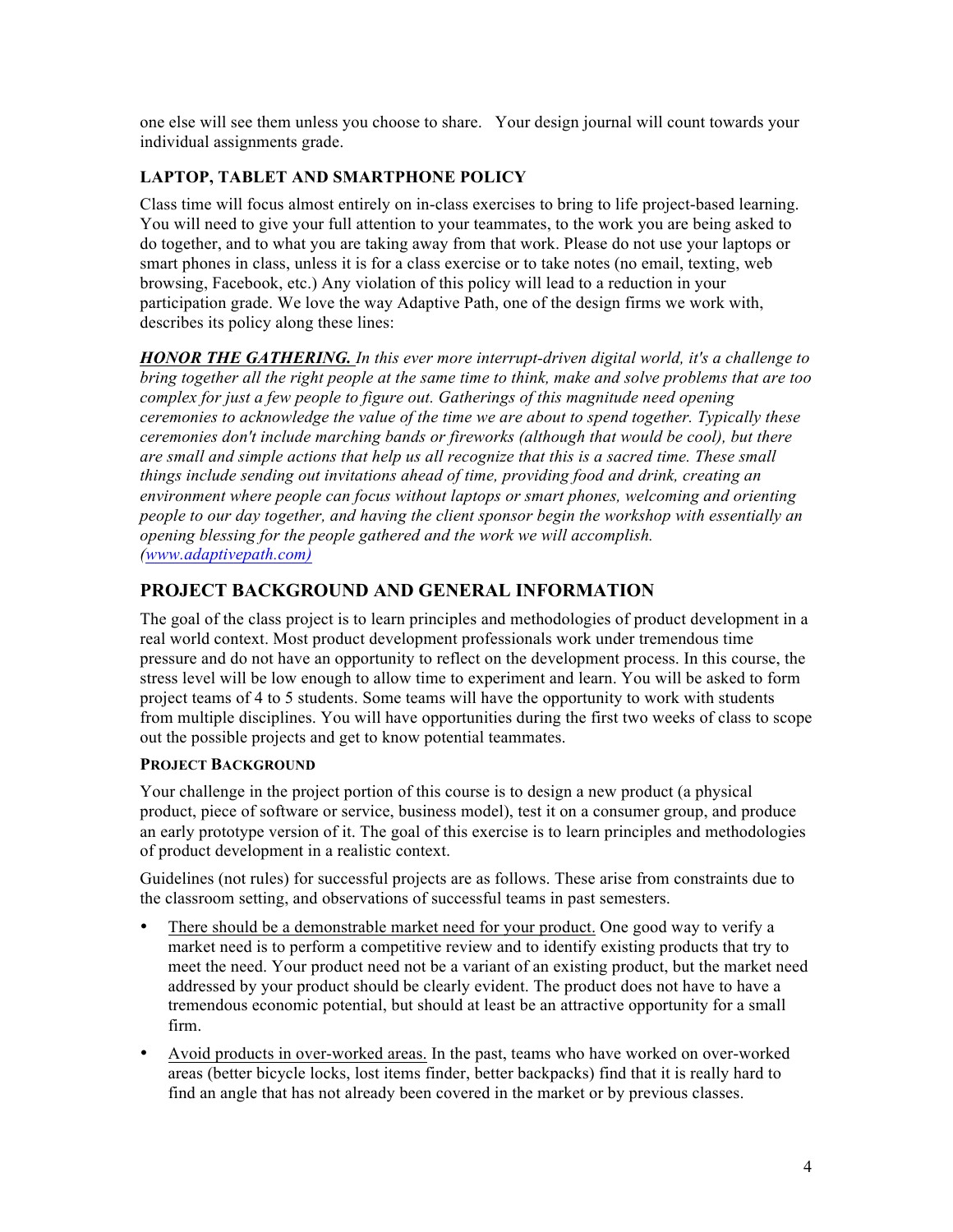one else will see them unless you choose to share. Your design journal will count towards your individual assignments grade.

### LAPTOP, TABLET AND SMARTPHONE POLICY

Class time will focus almost entirely on in-class exercises to bring to life project-based learning. You will need to give your full attention to your teammates, to the work you are being asked to do together, and to what you are taking away from that work. Please do not use your laptops or smart phones in class, unless it is for a class exercise or to take notes (no email, texting, web browsing, Facebook, etc.) Any violation of this policy will lead to a reduction in your participation grade. We love the way Adaptive Path, one of the design firms we work with, describes its policy along these lines:

***HONOR THE GATHERING.*** *In this ever more interrupt-driven digital world, it's a challenge to bring together all the right people at the same time to think, make and solve problems that are too complex for just a few people to figure out. Gatherings of this magnitude need opening ceremonies to acknowledge the value of the time we are about to spend together. Typically these ceremonies don't include marching bands or fireworks (although that would be cool), but there are small and simple actions that help us all recognize that this is a sacred time. These small things include sending out invitations ahead of time, providing food and drink, creating an environment where people can focus without laptops or smart phones, welcoming and orienting people to our day together, and having the client sponsor begin the workshop with essentially an opening blessing for the people gathered and the work we will accomplish. (www.adaptivepath.com)*

## PROJECT BACKGROUND AND GENERAL INFORMATION

The goal of the class project is to learn principles and methodologies of product development in a real world context. Most product development professionals work under tremendous time pressure and do not have an opportunity to reflect on the development process. In this course, the stress level will be low enough to allow time to experiment and learn. You will be asked to form project teams of 4 to 5 students. Some teams will have the opportunity to work with students from multiple disciplines. You will have opportunities during the first two weeks of class to scope out the possible projects and get to know potential teammates.

#### PROJECT BACKGROUND

Your challenge in the project portion of this course is to design a new product (a physical product, piece of software or service, business model), test it on a consumer group, and produce an early prototype version of it. The goal of this exercise is to learn principles and methodologies of product development in a realistic context.

Guidelines (not rules) for successful projects are as follows. These arise from constraints due to the classroom setting, and observations of successful teams in past semesters.

- There should be a demonstrable market need for your product. One good way to verify a market need is to perform a competitive review and to identify existing products that try to meet the need. Your product need not be a variant of an existing product, but the market need addressed by your product should be clearly evident. The product does not have to have a tremendous economic potential, but should at least be an attractive opportunity for a small firm.
- Avoid products in over-worked areas. In the past, teams who have worked on over-worked areas (better bicycle locks, lost items finder, better backpacks) find that it is really hard to find an angle that has not already been covered in the market or by previous classes.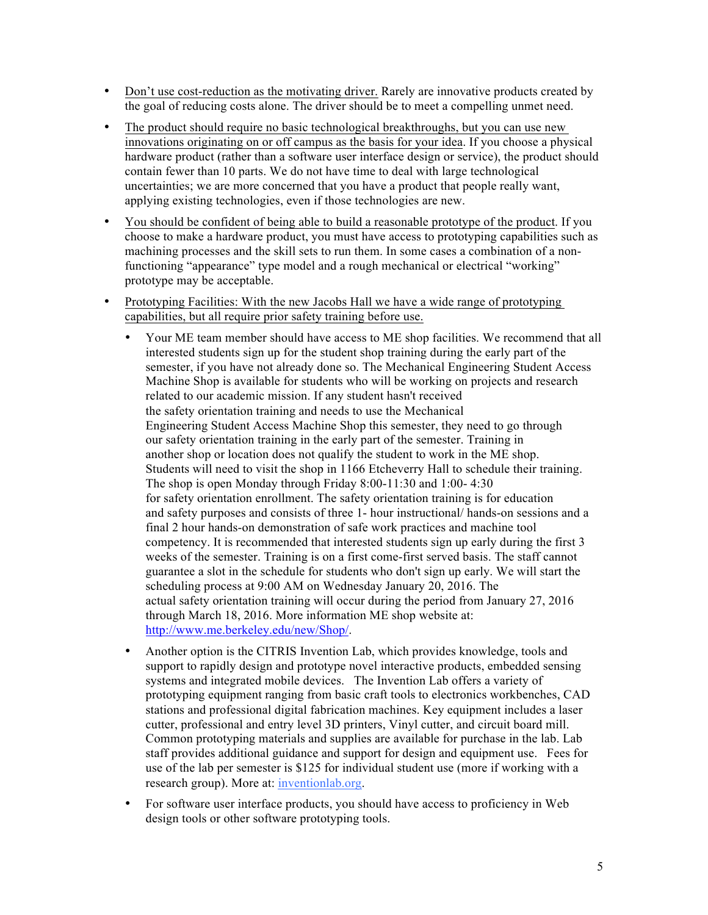- Don't use cost-reduction as the motivating driver. Rarely are innovative products created by the goal of reducing costs alone. The driver should be to meet a compelling unmet need.

- The product should require no basic technological breakthroughs, but you can use new innovations originating on or off campus as the basis for your idea. If you choose a physical hardware product (rather than a software user interface design or service), the product should contain fewer than 10 parts. We do not have time to deal with large technological uncertainties; we are more concerned that you have a product that people really want, applying existing technologies, even if those technologies are new.

- You should be confident of being able to build a reasonable prototype of the product. If you choose to make a hardware product, you must have access to prototyping capabilities such as machining processes and the skill sets to run them. In some cases a combination of a non-functioning "appearance" type model and a rough mechanical or electrical "working" prototype may be acceptable.

- Prototyping Facilities: With the new Jacobs Hall we have a wide range of prototyping capabilities, but all require prior safety training before use.

  - Your ME team member should have access to ME shop facilities. We recommend that all interested students sign up for the student shop training during the early part of the semester, if you have not already done so. The Mechanical Engineering Student Access Machine Shop is available for students who will be working on projects and research related to our academic mission. If any student hasn't received the safety orientation training and needs to use the Mechanical Engineering Student Access Machine Shop this semester, they need to go through our safety orientation training in the early part of the semester. Training in another shop or location does not qualify the student to work in the ME shop. Students will need to visit the shop in 1166 Etcheverry Hall to schedule their training. The shop is open Monday through Friday 8:00-11:30 and 1:00- 4:30 for safety orientation enrollment. The safety orientation training is for education and safety purposes and consists of three 1- hour instructional/ hands-on sessions and a final 2 hour hands-on demonstration of safe work practices and machine tool competency. It is recommended that interested students sign up early during the first 3 weeks of the semester. Training is on a first come-first served basis. The staff cannot guarantee a slot in the schedule for students who don't sign up early. We will start the scheduling process at 9:00 AM on Wednesday January 20, 2016. The actual safety orientation training will occur during the period from January 27, 2016 through March 18, 2016. More information ME shop website at: [http://www.me.berkeley.edu/new/Shop/](http://www.me.berkeley.edu/new/Shop/).

  - Another option is the CITRIS Invention Lab, which provides knowledge, tools and support to rapidly design and prototype novel interactive products, embedded sensing systems and integrated mobile devices. The Invention Lab offers a variety of prototyping equipment ranging from basic craft tools to electronics workbenches, CAD stations and professional digital fabrication machines. Key equipment includes a laser cutter, professional and entry level 3D printers, Vinyl cutter, and circuit board mill. Common prototyping materials and supplies are available for purchase in the lab. Lab staff provides additional guidance and support for design and equipment use. Fees for use of the lab per semester is $125 for individual student use (more if working with a research group). More at: [inventionlab.org](inventionlab.org).

  - For software user interface products, you should have access to proficiency in Web design tools or other software prototyping tools.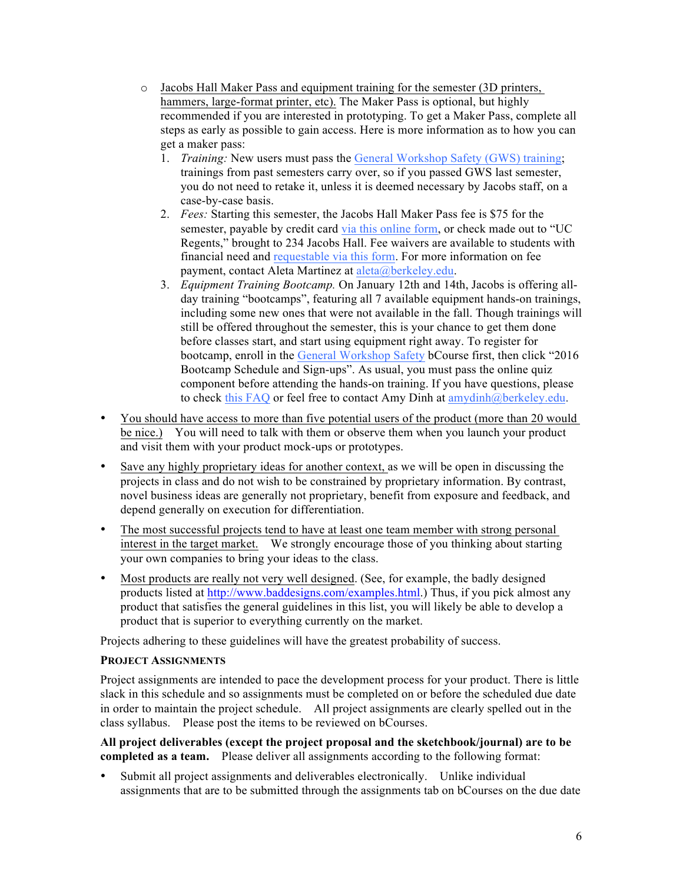- Jacobs Hall Maker Pass and equipment training for the semester (3D printers, hammers, large-format printer, etc). The Maker Pass is optional, but highly recommended if you are interested in prototyping. To get a Maker Pass, complete all steps as early as possible to gain access. Here is more information as to how you can get a maker pass:
    1. *Training:* New users must pass the General Workshop Safety (GWS) training; trainings from past semesters carry over, so if you passed GWS last semester, you do not need to retake it, unless it is deemed necessary by Jacobs staff, on a case-by-case basis.
    2. *Fees:* Starting this semester, the Jacobs Hall Maker Pass fee is $75 for the semester, payable by credit card via this online form, or check made out to "UC Regents," brought to 234 Jacobs Hall. Fee waivers are available to students with financial need and requestable via this form. For more information on fee payment, contact Aleta Martinez at aleta@berkeley.edu.
    3. *Equipment Training Bootcamp.* On January 12th and 14th, Jacobs is offering all-day training "bootcamps", featuring all 7 available equipment hands-on trainings, including some new ones that were not available in the fall. Though trainings will still be offered throughout the semester, this is your chance to get them done before classes start, and start using equipment right away. To register for bootcamp, enroll in the General Workshop Safety bCourse first, then click "2016 Bootcamp Schedule and Sign-ups". As usual, you must pass the online quiz component before attending the hands-on training. If you have questions, please to check this FAQ or feel free to contact Amy Dinh at amydinh@berkeley.edu.

- You should have access to more than five potential users of the product (more than 20 would be nice.) You will need to talk with them or observe them when you launch your product and visit them with your product mock-ups or prototypes.
- Save any highly proprietary ideas for another context, as we will be open in discussing the projects in class and do not wish to be constrained by proprietary information. By contrast, novel business ideas are generally not proprietary, benefit from exposure and feedback, and depend generally on execution for differentiation.
- The most successful projects tend to have at least one team member with strong personal interest in the target market. We strongly encourage those of you thinking about starting your own companies to bring your ideas to the class.
- Most products are really not very well designed. (See, for example, the badly designed products listed at http://www.baddesigns.com/examples.html.) Thus, if you pick almost any product that satisfies the general guidelines in this list, you will likely be able to develop a product that is superior to everything currently on the market.

Projects adhering to these guidelines will have the greatest probability of success.

**PROJECT ASSIGNMENTS**

Project assignments are intended to pace the development process for your product. There is little slack in this schedule and so assignments must be completed on or before the scheduled due date in order to maintain the project schedule. All project assignments are clearly spelled out in the class syllabus. Please post the items to be reviewed on bCourses.

**All project deliverables (except the project proposal and the sketchbook/journal) are to be completed as a team.** Please deliver all assignments according to the following format:

- Submit all project assignments and deliverables electronically. Unlike individual assignments that are to be submitted through the assignments tab on bCourses on the due date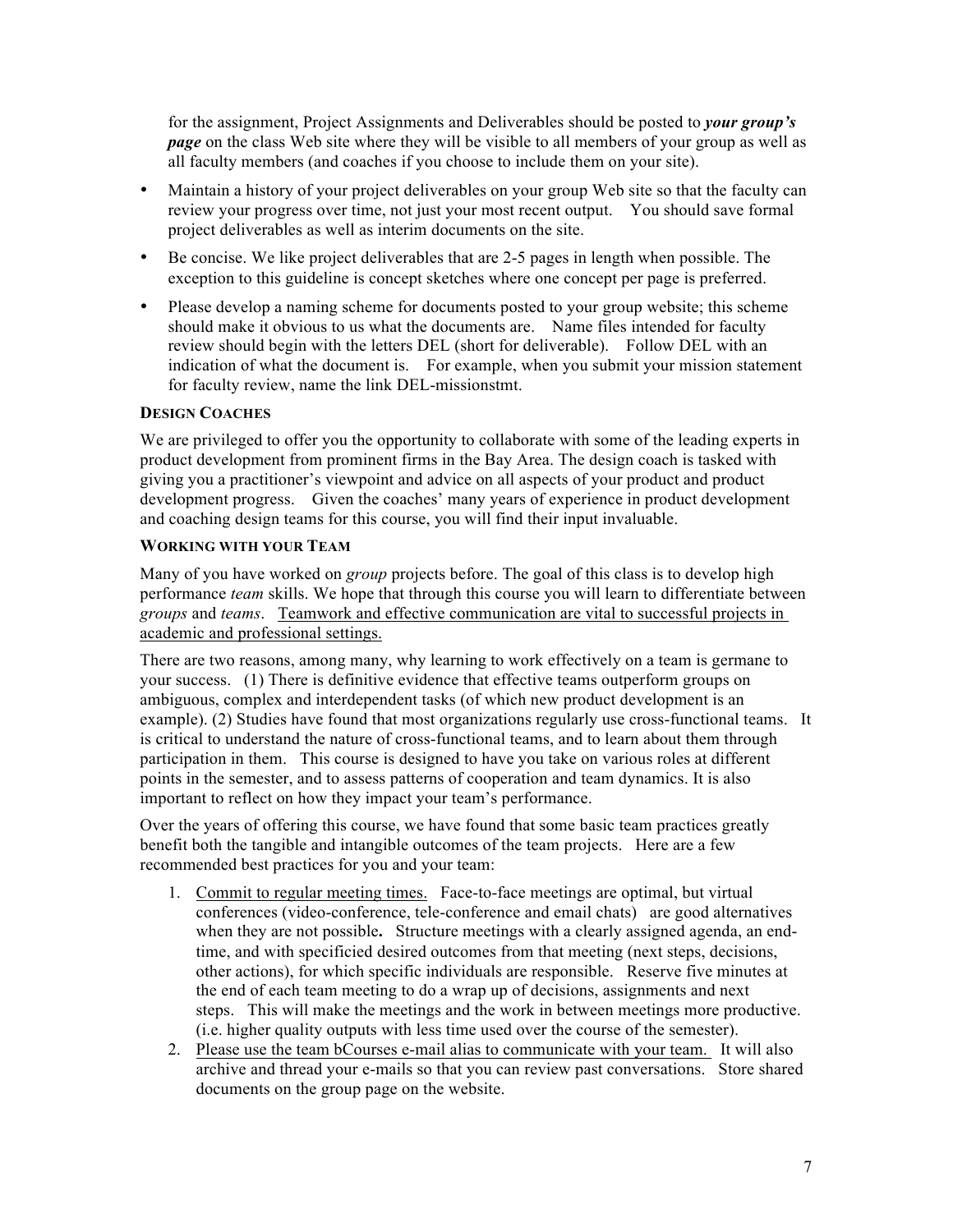for the assignment, Project Assignments and Deliverables should be posted to ***your group's page*** on the class Web site where they will be visible to all members of your group as well as all faculty members (and coaches if you choose to include them on your site).

- Maintain a history of your project deliverables on your group Web site so that the faculty can review your progress over time, not just your most recent output. You should save formal project deliverables as well as interim documents on the site.
- Be concise. We like project deliverables that are 2-5 pages in length when possible. The exception to this guideline is concept sketches where one concept per page is preferred.
- Please develop a naming scheme for documents posted to your group website; this scheme should make it obvious to us what the documents are. Name files intended for faculty review should begin with the letters DEL (short for deliverable). Follow DEL with an indication of what the document is. For example, when you submit your mission statement for faculty review, name the link DEL-missionstmt.

**DESIGN COACHES**

We are privileged to offer you the opportunity to collaborate with some of the leading experts in product development from prominent firms in the Bay Area. The design coach is tasked with giving you a practitioner's viewpoint and advice on all aspects of your product and product development progress. Given the coaches' many years of experience in product development and coaching design teams for this course, you will find their input invaluable.

**WORKING WITH YOUR TEAM**

Many of you have worked on *group* projects before. The goal of this class is to develop high performance *team* skills. We hope that through this course you will learn to differentiate between *groups* and *teams*. <u>Teamwork and effective communication are vital to successful projects in academic and professional settings.</u>

There are two reasons, among many, why learning to work effectively on a team is germane to your success. (1) There is definitive evidence that effective teams outperform groups on ambiguous, complex and interdependent tasks (of which new product development is an example). (2) Studies have found that most organizations regularly use cross-functional teams. It is critical to understand the nature of cross-functional teams, and to learn about them through participation in them. This course is designed to have you take on various roles at different points in the semester, and to assess patterns of cooperation and team dynamics. It is also important to reflect on how they impact your team's performance.

Over the years of offering this course, we have found that some basic team practices greatly benefit both the tangible and intangible outcomes of the team projects. Here are a few recommended best practices for you and your team:

1. <u>Commit to regular meeting times.</u> Face-to-face meetings are optimal, but virtual conferences (video-conference, tele-conference and email chats) are good alternatives when they are not possible**.** Structure meetings with a clearly assigned agenda, an end-time, and with specificied desired outcomes from that meeting (next steps, decisions, other actions), for which specific individuals are responsible. Reserve five minutes at the end of each team meeting to do a wrap up of decisions, assignments and next steps. This will make the meetings and the work in between meetings more productive. (i.e. higher quality outputs with less time used over the course of the semester).
2. <u>Please use the team bCourses e-mail alias to communicate with your team.</u> It will also archive and thread your e-mails so that you can review past conversations. Store shared documents on the group page on the website.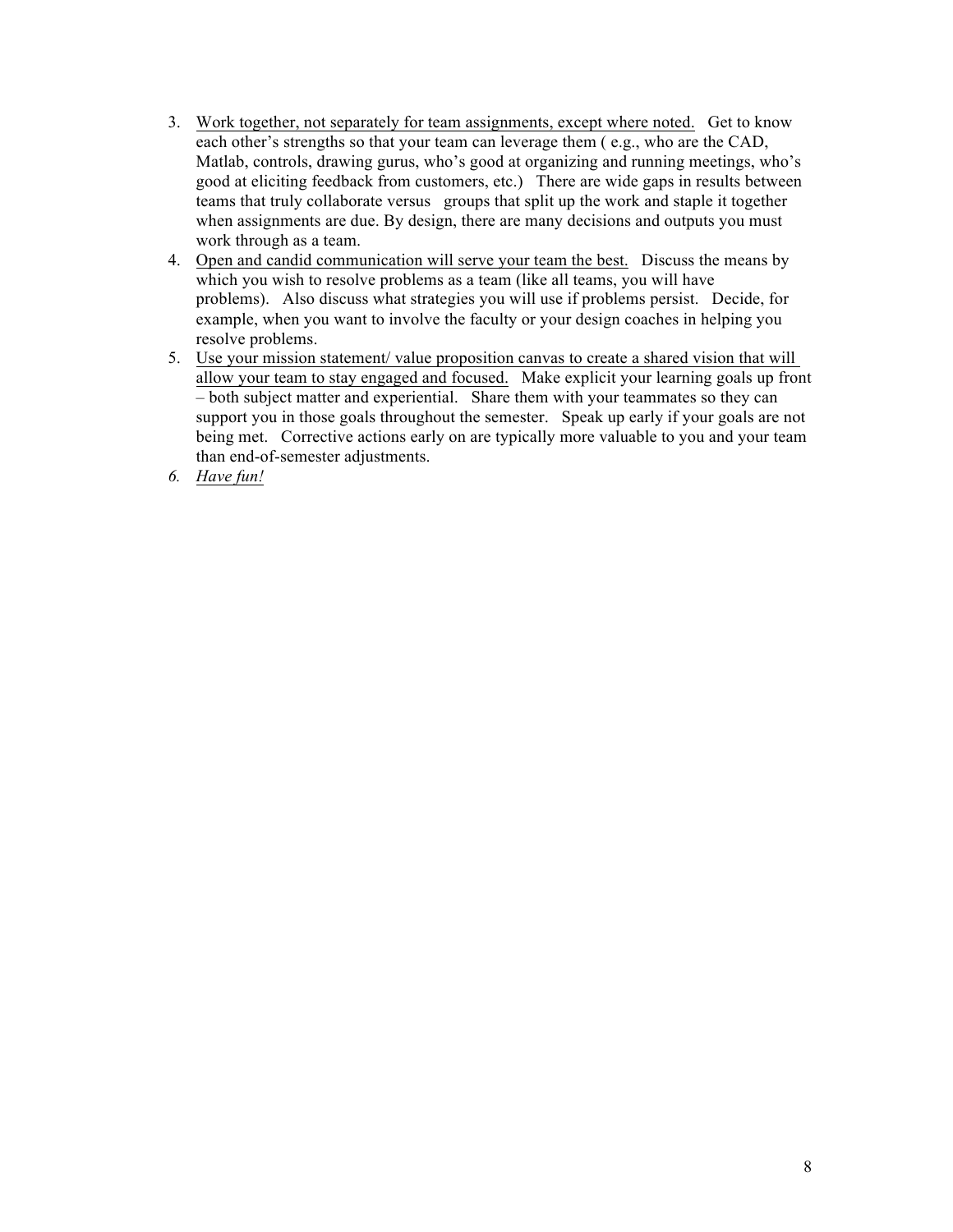3. <u>Work together, not separately for team assignments, except where noted.</u> Get to know each other's strengths so that your team can leverage them ( e.g., who are the CAD, Matlab, controls, drawing gurus, who's good at organizing and running meetings, who's good at eliciting feedback from customers, etc.) There are wide gaps in results between teams that truly collaborate versus groups that split up the work and staple it together when assignments are due. By design, there are many decisions and outputs you must work through as a team.
4. <u>Open and candid communication will serve your team the best.</u> Discuss the means by which you wish to resolve problems as a team (like all teams, you will have problems). Also discuss what strategies you will use if problems persist. Decide, for example, when you want to involve the faculty or your design coaches in helping you resolve problems.
5. <u>Use your mission statement/ value proposition canvas to create a shared vision that will allow your team to stay engaged and focused.</u> Make explicit your learning goals up front – both subject matter and experiential. Share them with your teammates so they can support you in those goals throughout the semester. Speak up early if your goals are not being met. Corrective actions early on are typically more valuable to you and your team than end-of-semester adjustments.
6. *<u>Have fun!</u>*